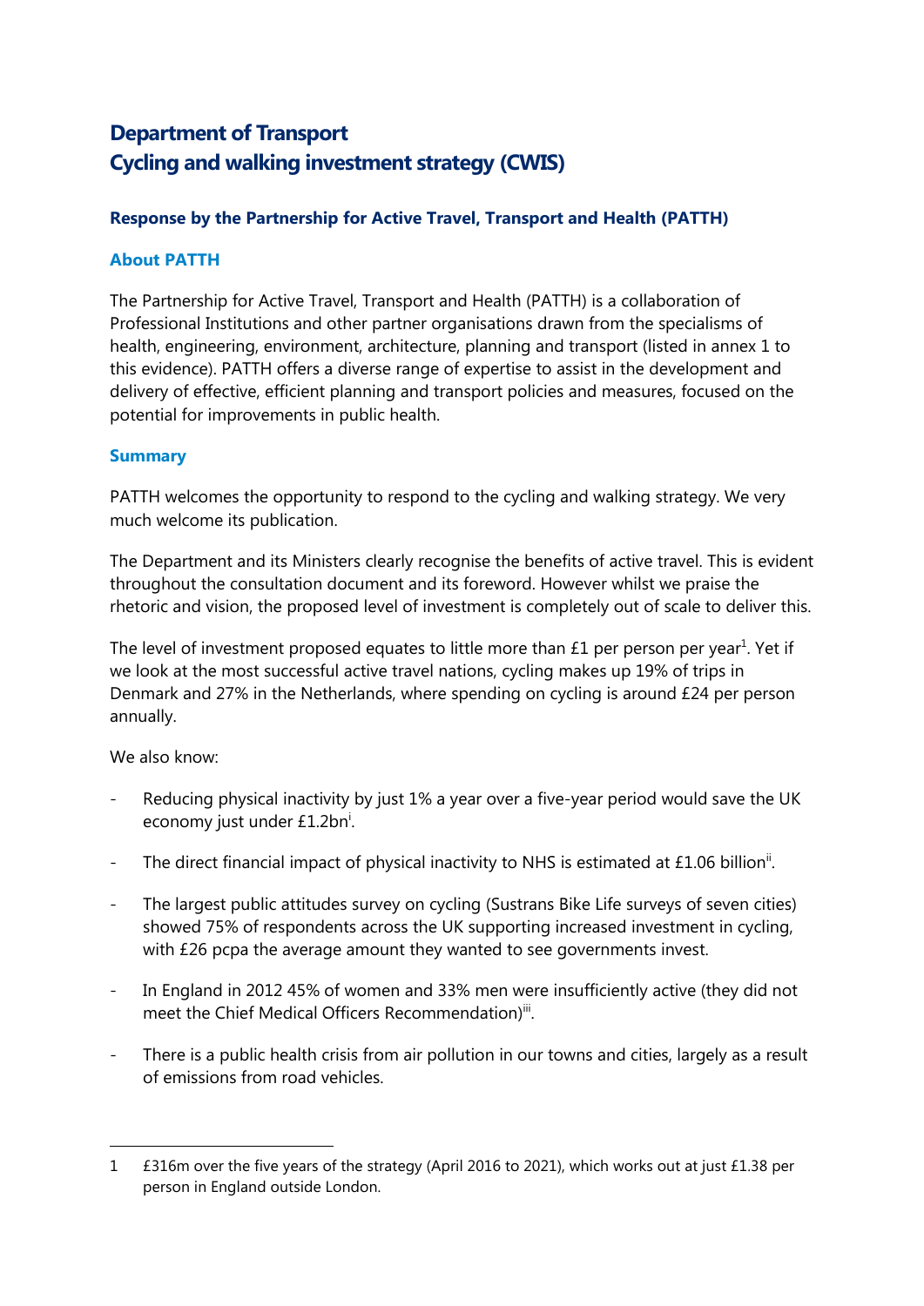# Department of Transport
# Cycling and walking investment strategy (CWIS)

### Response by the Partnership for Active Travel, Transport and Health (PATTH)

### About PATTH

The Partnership for Active Travel, Transport and Health (PATTH) is a collaboration of Professional Institutions and other partner organisations drawn from the specialisms of health, engineering, environment, architecture, planning and transport (listed in annex 1 to this evidence). PATTH offers a diverse range of expertise to assist in the development and delivery of effective, efficient planning and transport policies and measures, focused on the potential for improvements in public health.

### Summary

PATTH welcomes the opportunity to respond to the cycling and walking strategy. We very much welcome its publication.

The Department and its Ministers clearly recognise the benefits of active travel. This is evident throughout the consultation document and its foreword. However whilst we praise the rhetoric and vision, the proposed level of investment is completely out of scale to deliver this.

The level of investment proposed equates to little more than £1 per person per year[1]. Yet if we look at the most successful active travel nations, cycling makes up 19% of trips in Denmark and 27% in the Netherlands, where spending on cycling is around £24 per person annually.

We also know:

- Reducing physical inactivity by just 1% a year over a five-year period would save the UK economy just under £1.2bn[i].
- The direct financial impact of physical inactivity to NHS is estimated at £1.06 billion[ii].
- The largest public attitudes survey on cycling (Sustrans Bike Life surveys of seven cities) showed 75% of respondents across the UK supporting increased investment in cycling, with £26 pcpa the average amount they wanted to see governments invest.
- In England in 2012 45% of women and 33% men were insufficiently active (they did not meet the Chief Medical Officers Recommendation)[iii].
- There is a public health crisis from air pollution in our towns and cities, largely as a result of emissions from road vehicles.

---

1 £316m over the five years of the strategy (April 2016 to 2021), which works out at just £1.38 per person in England outside London.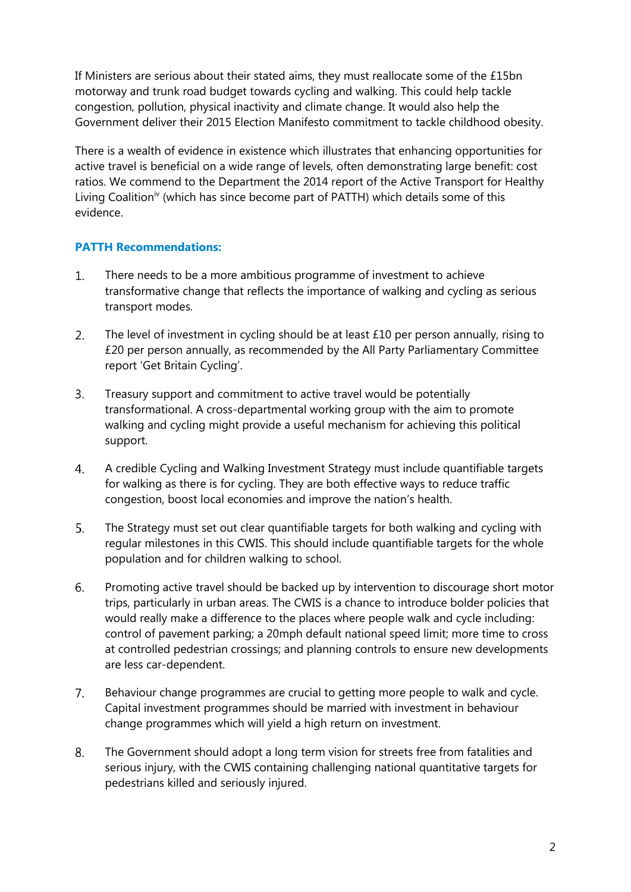If Ministers are serious about their stated aims, they must reallocate some of the £15bn motorway and trunk road budget towards cycling and walking. This could help tackle congestion, pollution, physical inactivity and climate change. It would also help the Government deliver their 2015 Election Manifesto commitment to tackle childhood obesity.

There is a wealth of evidence in existence which illustrates that enhancing opportunities for active travel is beneficial on a wide range of levels, often demonstrating large benefit: cost ratios. We commend to the Department the 2014 report of the Active Transport for Healthy Living Coalition[iv] (which has since become part of PATTH) which details some of this evidence.

### PATTH Recommendations:

1. There needs to be a more ambitious programme of investment to achieve transformative change that reflects the importance of walking and cycling as serious transport modes.
2. The level of investment in cycling should be at least £10 per person annually, rising to £20 per person annually, as recommended by the All Party Parliamentary Committee report 'Get Britain Cycling'.
3. Treasury support and commitment to active travel would be potentially transformational. A cross-departmental working group with the aim to promote walking and cycling might provide a useful mechanism for achieving this political support.
4. A credible Cycling and Walking Investment Strategy must include quantifiable targets for walking as there is for cycling. They are both effective ways to reduce traffic congestion, boost local economies and improve the nation's health.
5. The Strategy must set out clear quantifiable targets for both walking and cycling with regular milestones in this CWIS. This should include quantifiable targets for the whole population and for children walking to school.
6. Promoting active travel should be backed up by intervention to discourage short motor trips, particularly in urban areas. The CWIS is a chance to introduce bolder policies that would really make a difference to the places where people walk and cycle including: control of pavement parking; a 20mph default national speed limit; more time to cross at controlled pedestrian crossings; and planning controls to ensure new developments are less car-dependent.
7. Behaviour change programmes are crucial to getting more people to walk and cycle. Capital investment programmes should be married with investment in behaviour change programmes which will yield a high return on investment.
8. The Government should adopt a long term vision for streets free from fatalities and serious injury, with the CWIS containing challenging national quantitative targets for pedestrians killed and seriously injured.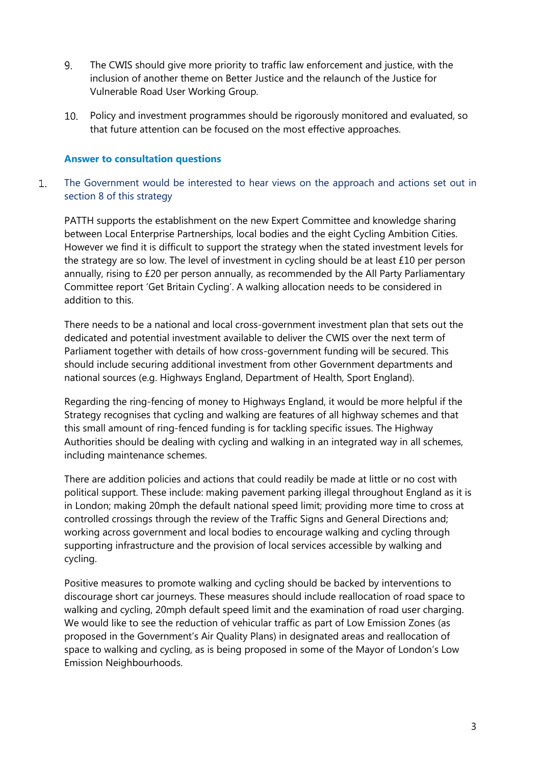9. The CWIS should give more priority to traffic law enforcement and justice, with the inclusion of another theme on Better Justice and the relaunch of the Justice for Vulnerable Road User Working Group.

10. Policy and investment programmes should be rigorously monitored and evaluated, so that future attention can be focused on the most effective approaches.

### Answer to consultation questions

1. The Government would be interested to hear views on the approach and actions set out in section 8 of this strategy

PATTH supports the establishment on the new Expert Committee and knowledge sharing between Local Enterprise Partnerships, local bodies and the eight Cycling Ambition Cities. However we find it is difficult to support the strategy when the stated investment levels for the strategy are so low. The level of investment in cycling should be at least £10 per person annually, rising to £20 per person annually, as recommended by the All Party Parliamentary Committee report 'Get Britain Cycling'. A walking allocation needs to be considered in addition to this.

There needs to be a national and local cross-government investment plan that sets out the dedicated and potential investment available to deliver the CWIS over the next term of Parliament together with details of how cross-government funding will be secured. This should include securing additional investment from other Government departments and national sources (e.g. Highways England, Department of Health, Sport England).

Regarding the ring-fencing of money to Highways England, it would be more helpful if the Strategy recognises that cycling and walking are features of all highway schemes and that this small amount of ring-fenced funding is for tackling specific issues. The Highway Authorities should be dealing with cycling and walking in an integrated way in all schemes, including maintenance schemes.

There are addition policies and actions that could readily be made at little or no cost with political support. These include: making pavement parking illegal throughout England as it is in London; making 20mph the default national speed limit; providing more time to cross at controlled crossings through the review of the Traffic Signs and General Directions and; working across government and local bodies to encourage walking and cycling through supporting infrastructure and the provision of local services accessible by walking and cycling.

Positive measures to promote walking and cycling should be backed by interventions to discourage short car journeys. These measures should include reallocation of road space to walking and cycling, 20mph default speed limit and the examination of road user charging. We would like to see the reduction of vehicular traffic as part of Low Emission Zones (as proposed in the Government's Air Quality Plans) in designated areas and reallocation of space to walking and cycling, as is being proposed in some of the Mayor of London's Low Emission Neighbourhoods.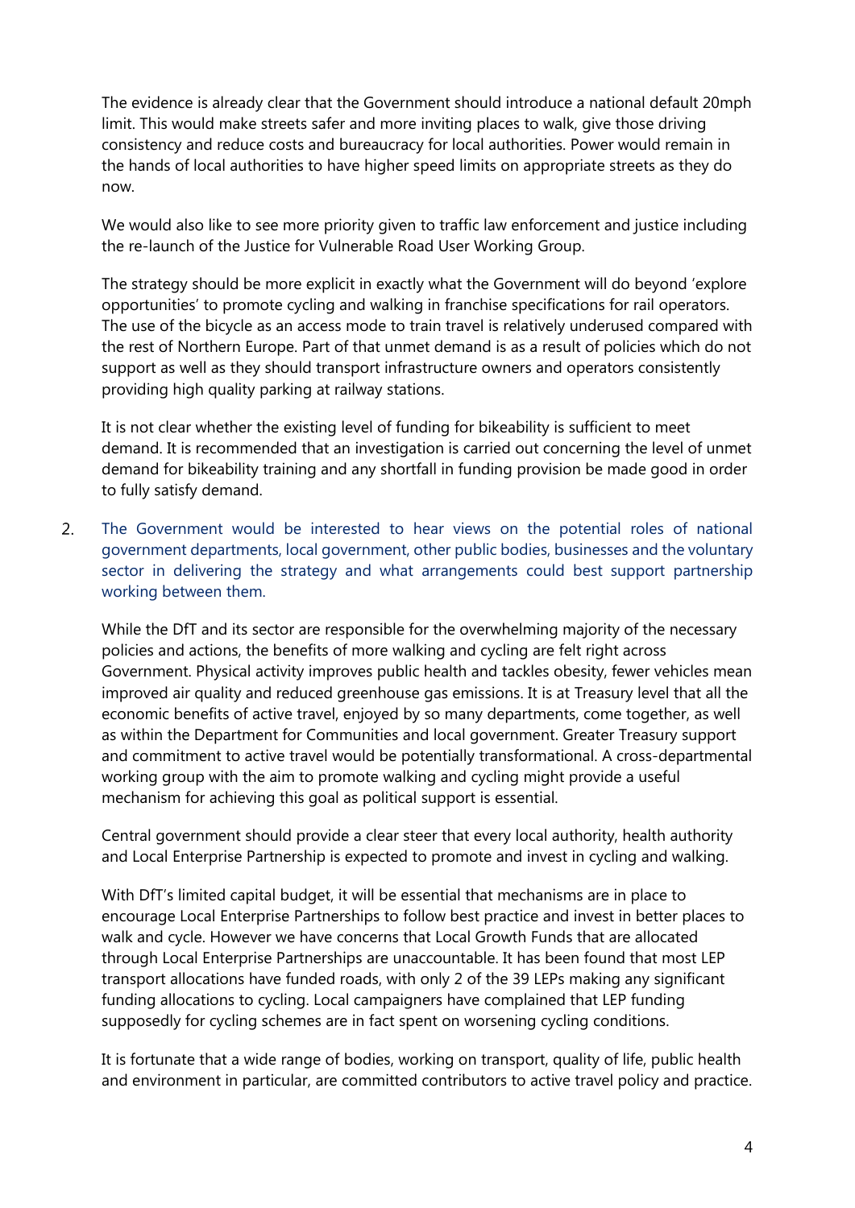The evidence is already clear that the Government should introduce a national default 20mph limit. This would make streets safer and more inviting places to walk, give those driving consistency and reduce costs and bureaucracy for local authorities. Power would remain in the hands of local authorities to have higher speed limits on appropriate streets as they do now.

We would also like to see more priority given to traffic law enforcement and justice including the re-launch of the Justice for Vulnerable Road User Working Group.

The strategy should be more explicit in exactly what the Government will do beyond 'explore opportunities' to promote cycling and walking in franchise specifications for rail operators. The use of the bicycle as an access mode to train travel is relatively underused compared with the rest of Northern Europe. Part of that unmet demand is as a result of policies which do not support as well as they should transport infrastructure owners and operators consistently providing high quality parking at railway stations.

It is not clear whether the existing level of funding for bikeability is sufficient to meet demand. It is recommended that an investigation is carried out concerning the level of unmet demand for bikeability training and any shortfall in funding provision be made good in order to fully satisfy demand.

2. The Government would be interested to hear views on the potential roles of national government departments, local government, other public bodies, businesses and the voluntary sector in delivering the strategy and what arrangements could best support partnership working between them.

While the DfT and its sector are responsible for the overwhelming majority of the necessary policies and actions, the benefits of more walking and cycling are felt right across Government. Physical activity improves public health and tackles obesity, fewer vehicles mean improved air quality and reduced greenhouse gas emissions. It is at Treasury level that all the economic benefits of active travel, enjoyed by so many departments, come together, as well as within the Department for Communities and local government. Greater Treasury support and commitment to active travel would be potentially transformational. A cross-departmental working group with the aim to promote walking and cycling might provide a useful mechanism for achieving this goal as political support is essential.

Central government should provide a clear steer that every local authority, health authority and Local Enterprise Partnership is expected to promote and invest in cycling and walking.

With DfT's limited capital budget, it will be essential that mechanisms are in place to encourage Local Enterprise Partnerships to follow best practice and invest in better places to walk and cycle. However we have concerns that Local Growth Funds that are allocated through Local Enterprise Partnerships are unaccountable. It has been found that most LEP transport allocations have funded roads, with only 2 of the 39 LEPs making any significant funding allocations to cycling. Local campaigners have complained that LEP funding supposedly for cycling schemes are in fact spent on worsening cycling conditions.

It is fortunate that a wide range of bodies, working on transport, quality of life, public health and environment in particular, are committed contributors to active travel policy and practice.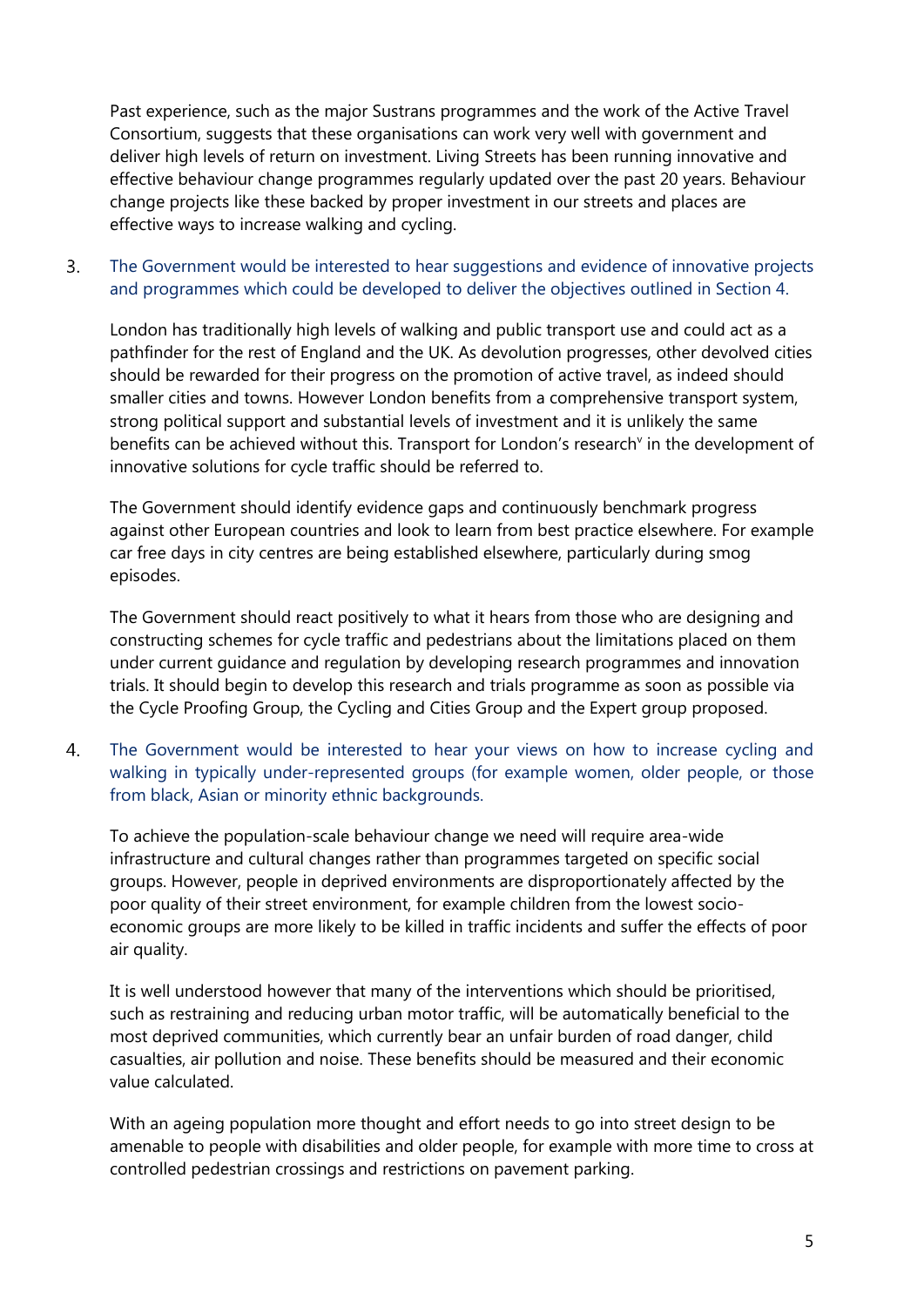Past experience, such as the major Sustrans programmes and the work of the Active Travel Consortium, suggests that these organisations can work very well with government and deliver high levels of return on investment. Living Streets has been running innovative and effective behaviour change programmes regularly updated over the past 20 years. Behaviour change projects like these backed by proper investment in our streets and places are effective ways to increase walking and cycling.

3. The Government would be interested to hear suggestions and evidence of innovative projects and programmes which could be developed to deliver the objectives outlined in Section 4.

London has traditionally high levels of walking and public transport use and could act as a pathfinder for the rest of England and the UK. As devolution progresses, other devolved cities should be rewarded for their progress on the promotion of active travel, as indeed should smaller cities and towns. However London benefits from a comprehensive transport system, strong political support and substantial levels of investment and it is unlikely the same benefits can be achieved without this. Transport for London's research[v] in the development of innovative solutions for cycle traffic should be referred to.

The Government should identify evidence gaps and continuously benchmark progress against other European countries and look to learn from best practice elsewhere. For example car free days in city centres are being established elsewhere, particularly during smog episodes.

The Government should react positively to what it hears from those who are designing and constructing schemes for cycle traffic and pedestrians about the limitations placed on them under current guidance and regulation by developing research programmes and innovation trials. It should begin to develop this research and trials programme as soon as possible via the Cycle Proofing Group, the Cycling and Cities Group and the Expert group proposed.

4. The Government would be interested to hear your views on how to increase cycling and walking in typically under-represented groups (for example women, older people, or those from black, Asian or minority ethnic backgrounds.

To achieve the population-scale behaviour change we need will require area-wide infrastructure and cultural changes rather than programmes targeted on specific social groups. However, people in deprived environments are disproportionately affected by the poor quality of their street environment, for example children from the lowest socio-economic groups are more likely to be killed in traffic incidents and suffer the effects of poor air quality.

It is well understood however that many of the interventions which should be prioritised, such as restraining and reducing urban motor traffic, will be automatically beneficial to the most deprived communities, which currently bear an unfair burden of road danger, child casualties, air pollution and noise. These benefits should be measured and their economic value calculated.

With an ageing population more thought and effort needs to go into street design to be amenable to people with disabilities and older people, for example with more time to cross at controlled pedestrian crossings and restrictions on pavement parking.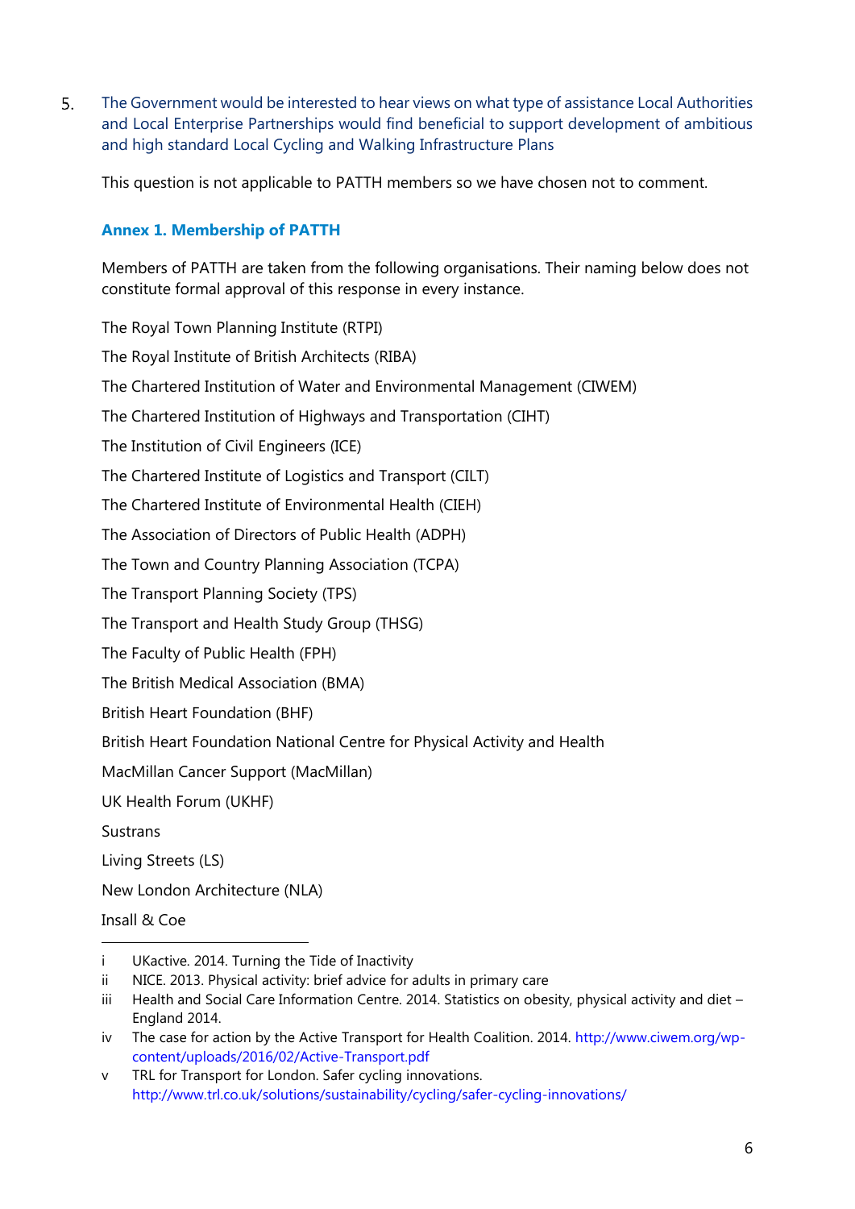5. The Government would be interested to hear views on what type of assistance Local Authorities and Local Enterprise Partnerships would find beneficial to support development of ambitious and high standard Local Cycling and Walking Infrastructure Plans

   This question is not applicable to PATTH members so we have chosen not to comment.

### Annex 1. Membership of PATTH

Members of PATTH are taken from the following organisations. Their naming below does not constitute formal approval of this response in every instance.

The Royal Town Planning Institute (RTPI)

The Royal Institute of British Architects (RIBA)

The Chartered Institution of Water and Environmental Management (CIWEM)

The Chartered Institution of Highways and Transportation (CIHT)

The Institution of Civil Engineers (ICE)

The Chartered Institute of Logistics and Transport (CILT)

The Chartered Institute of Environmental Health (CIEH)

The Association of Directors of Public Health (ADPH)

The Town and Country Planning Association (TCPA)

The Transport Planning Society (TPS)

The Transport and Health Study Group (THSG)

The Faculty of Public Health (FPH)

The British Medical Association (BMA)

British Heart Foundation (BHF)

British Heart Foundation National Centre for Physical Activity and Health

MacMillan Cancer Support (MacMillan)

UK Health Forum (UKHF)

Sustrans

Living Streets (LS)

New London Architecture (NLA)

Insall & Coe

---

i UKactive. 2014. Turning the Tide of Inactivity

ii NICE. 2013. Physical activity: brief advice for adults in primary care

iii Health and Social Care Information Centre. 2014. Statistics on obesity, physical activity and diet – England 2014.

iv The case for action by the Active Transport for Health Coalition. 2014. http://www.ciwem.org/wp-content/uploads/2016/02/Active-Transport.pdf

v TRL for Transport for London. Safer cycling innovations. http://www.trl.co.uk/solutions/sustainability/cycling/safer-cycling-innovations/